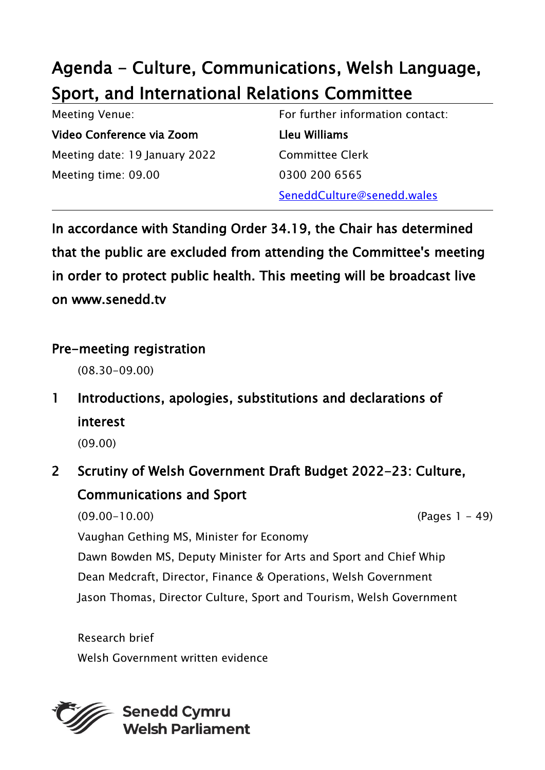# Agenda - Culture, Communications, Welsh Language, Sport, and International Relations Committee

Meeting Venue:
**Video Conference via Zoom**
Meeting date: 19 January 2022
Meeting time: 09.00

For further information contact:
**Lleu Williams**
Committee Clerk
0300 200 6565
SeneddCulture@senedd.wales

---

**In accordance with Standing Order 34.19, the Chair has determined that the public are excluded from attending the Committee's meeting in order to protect public health. This meeting will be broadcast live on www.senedd.tv**

## Pre-meeting registration

(08.30-09.00)

## 1 Introductions, apologies, substitutions and declarations of interest

(09.00)

## 2 Scrutiny of Welsh Government Draft Budget 2022-23: Culture, Communications and Sport

(09.00-10.00) (Pages 1 - 49)

Vaughan Gething MS, Minister for Economy
Dawn Bowden MS, Deputy Minister for Arts and Sport and Chief Whip
Dean Medcraft, Director, Finance & Operations, Welsh Government
Jason Thomas, Director Culture, Sport and Tourism, Welsh Government

Research brief
Welsh Government written evidence

Senedd Cymru
Welsh Parliament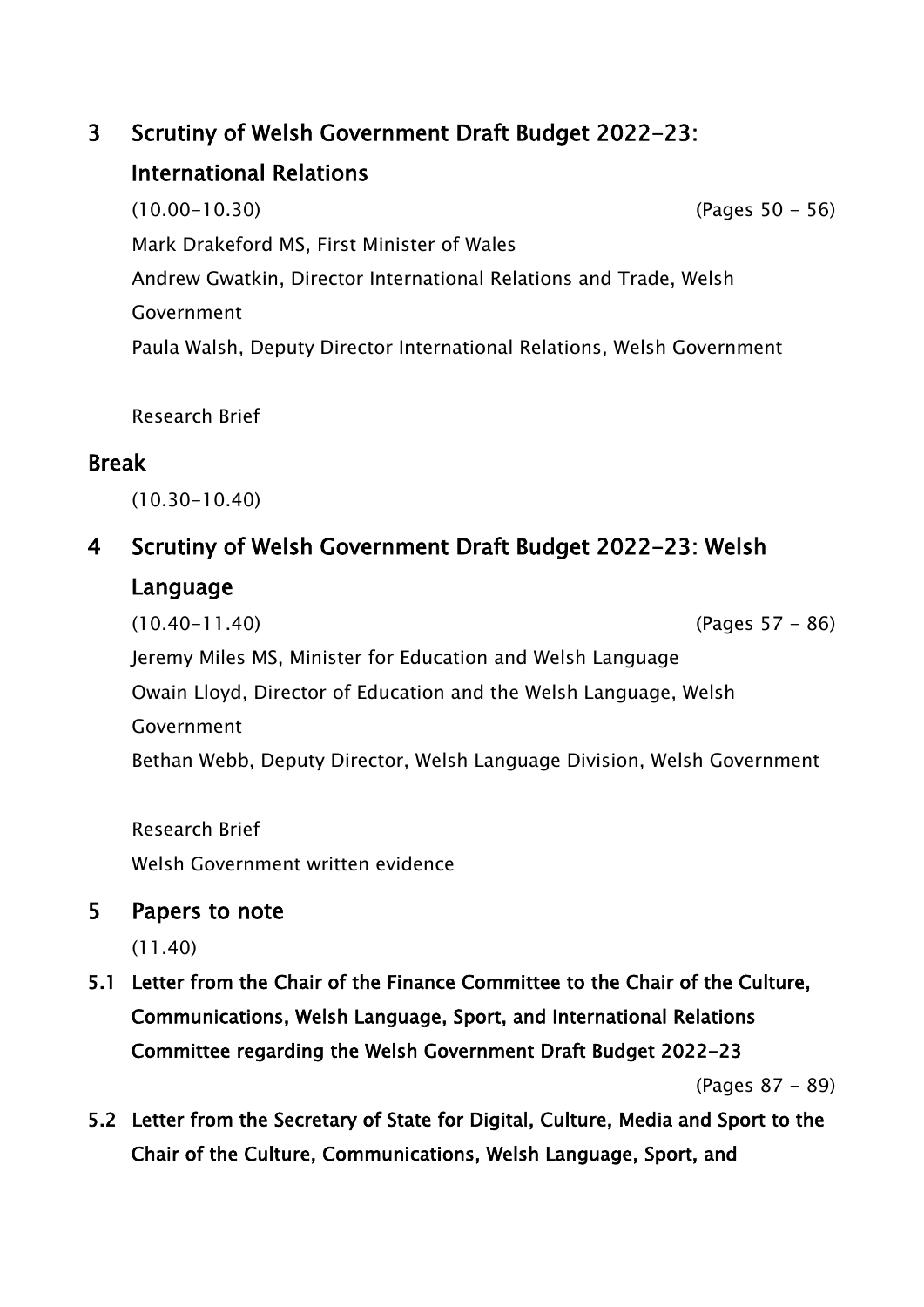## 3 Scrutiny of Welsh Government Draft Budget 2022-23: International Relations

(10.00-10.30) (Pages 50 - 56)

Mark Drakeford MS, First Minister of Wales

Andrew Gwatkin, Director International Relations and Trade, Welsh Government

Paula Walsh, Deputy Director International Relations, Welsh Government

Research Brief

## Break

(10.30-10.40)

## 4 Scrutiny of Welsh Government Draft Budget 2022-23: Welsh Language

(10.40-11.40) (Pages 57 - 86)

Jeremy Miles MS, Minister for Education and Welsh Language

Owain Lloyd, Director of Education and the Welsh Language, Welsh Government

Bethan Webb, Deputy Director, Welsh Language Division, Welsh Government

Research Brief

Welsh Government written evidence

## 5 Papers to note

(11.40)

### 5.1 Letter from the Chair of the Finance Committee to the Chair of the Culture, Communications, Welsh Language, Sport, and International Relations Committee regarding the Welsh Government Draft Budget 2022-23

(Pages 87 - 89)

### 5.2 Letter from the Secretary of State for Digital, Culture, Media and Sport to the Chair of the Culture, Communications, Welsh Language, Sport, and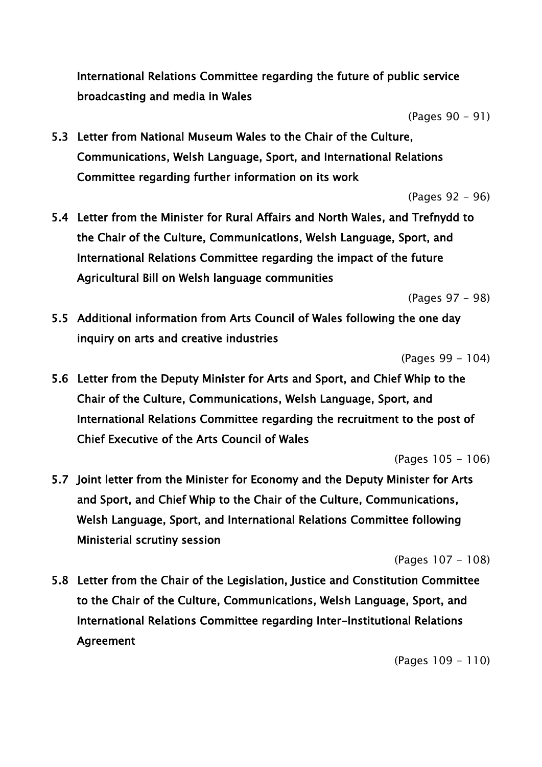**International Relations Committee regarding the future of public service broadcasting and media in Wales**

(Pages 90 - 91)

**5.3 Letter from National Museum Wales to the Chair of the Culture, Communications, Welsh Language, Sport, and International Relations Committee regarding further information on its work**

(Pages 92 - 96)

**5.4 Letter from the Minister for Rural Affairs and North Wales, and Trefnydd to the Chair of the Culture, Communications, Welsh Language, Sport, and International Relations Committee regarding the impact of the future Agricultural Bill on Welsh language communities**

(Pages 97 - 98)

**5.5 Additional information from Arts Council of Wales following the one day inquiry on arts and creative industries**

(Pages 99 - 104)

**5.6 Letter from the Deputy Minister for Arts and Sport, and Chief Whip to the Chair of the Culture, Communications, Welsh Language, Sport, and International Relations Committee regarding the recruitment to the post of Chief Executive of the Arts Council of Wales**

(Pages 105 - 106)

**5.7 Joint letter from the Minister for Economy and the Deputy Minister for Arts and Sport, and Chief Whip to the Chair of the Culture, Communications, Welsh Language, Sport, and International Relations Committee following Ministerial scrutiny session**

(Pages 107 - 108)

**5.8 Letter from the Chair of the Legislation, Justice and Constitution Committee to the Chair of the Culture, Communications, Welsh Language, Sport, and International Relations Committee regarding Inter-Institutional Relations Agreement**

(Pages 109 - 110)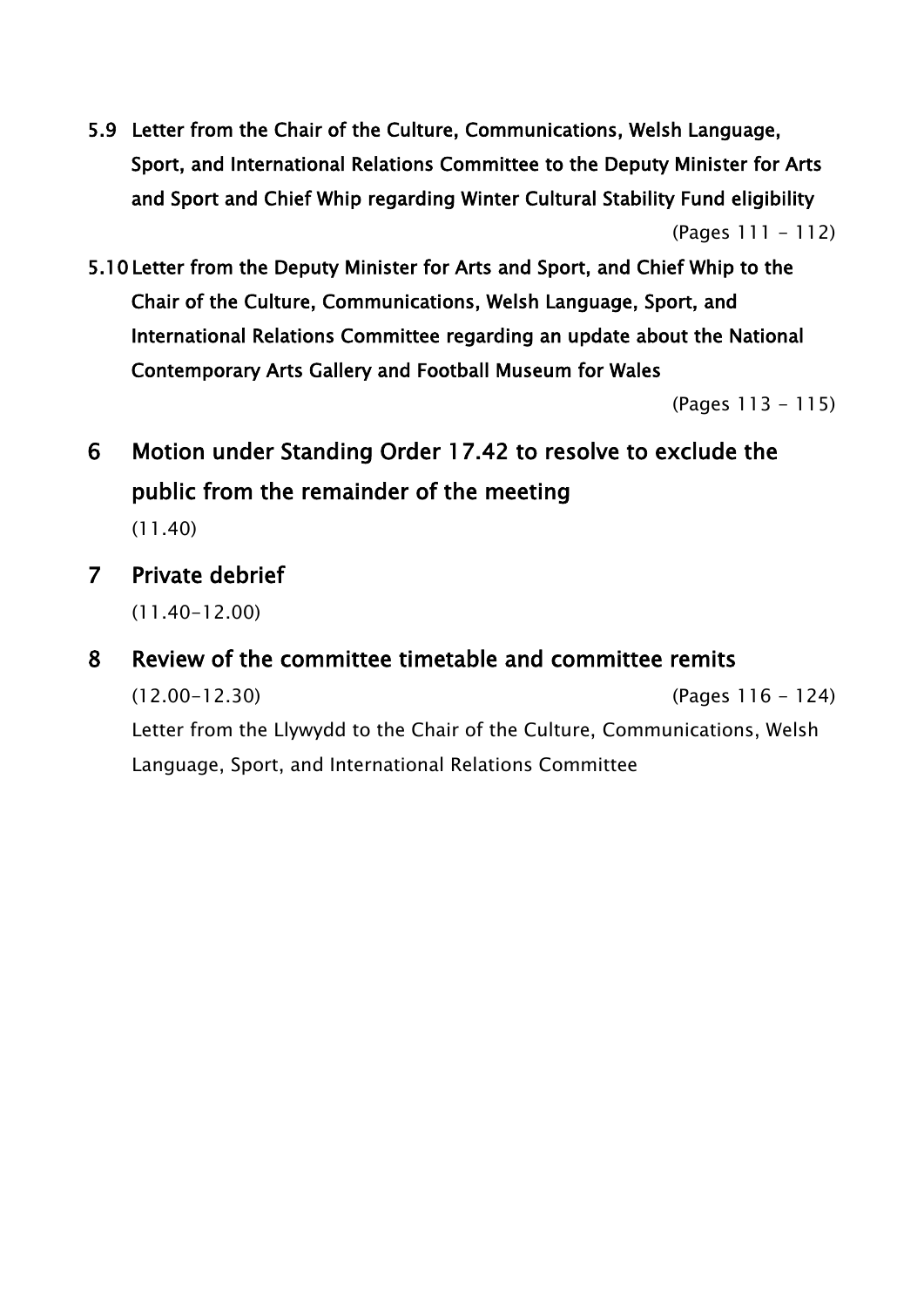**5.9 Letter from the Chair of the Culture, Communications, Welsh Language, Sport, and International Relations Committee to the Deputy Minister for Arts and Sport and Chief Whip regarding Winter Cultural Stability Fund eligibility**

(Pages 111 - 112)

**5.10 Letter from the Deputy Minister for Arts and Sport, and Chief Whip to the Chair of the Culture, Communications, Welsh Language, Sport, and International Relations Committee regarding an update about the National Contemporary Arts Gallery and Football Museum for Wales**

(Pages 113 - 115)

## 6 Motion under Standing Order 17.42 to resolve to exclude the public from the remainder of the meeting

(11.40)

## 7 Private debrief

(11.40-12.00)

## 8 Review of the committee timetable and committee remits

(12.00-12.30) (Pages 116 - 124)

Letter from the Llywydd to the Chair of the Culture, Communications, Welsh Language, Sport, and International Relations Committee